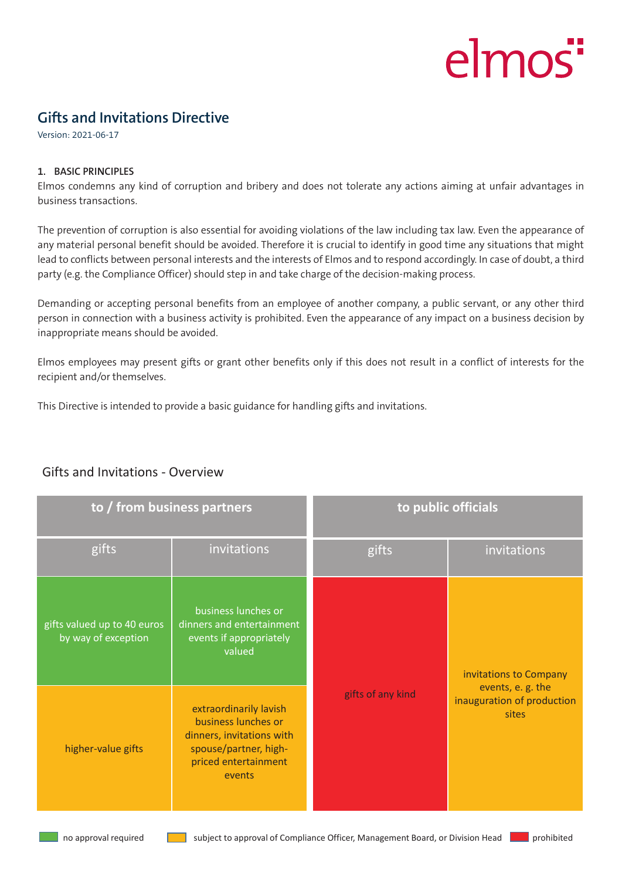elmos

# Gifts and Invitations Directive

Version: 2021-06-17

## 1. BASIC PRINCIPLES

Elmos condemns any kind of corruption and bribery and does not tolerate any actions aiming at unfair advantages in business transactions.

The prevention of corruption is also essential for avoiding violations of the law including tax law. Even the appearance of any material personal benefit should be avoided. Therefore it is crucial to identify in good time any situations that might lead to conflicts between personal interests and the interests of Elmos and to respond accordingly. In case of doubt, a third party (e.g. the Compliance Officer) should step in and take charge of the decision-making process.

Demanding or accepting personal benefits from an employee of another company, a public servant, or any other third person in connection with a business activity is prohibited. Even the appearance of any impact on a business decision by inappropriate means should be avoided.

Elmos employees may present gifts or grant other benefits only if this does not result in a conflict of interests for the recipient and/or themselves.

This Directive is intended to provide a basic guidance for handling gifts and invitations.

## Gifts and Invitations - Overview

| to / from business partners | | to public officials | |
|---|---|---|---|
| gifts | invitations | gifts | invitations |
| gifts valued up to 40 euros by way of exception (no approval required) | business lunches or dinners and entertainment events if appropriately valued (no approval required) | gifts of any kind (prohibited) | invitations to Company events, e. g. the inauguration of production sites (subject to approval) |
| higher-value gifts (subject to approval) | extraordinarily lavish business lunches or dinners, invitations with spouse/partner, high-priced entertainment events (subject to approval) | | |

Legend: green – no approval required; yellow – subject to approval of Compliance Officer, Management Board, or Division Head; red – prohibited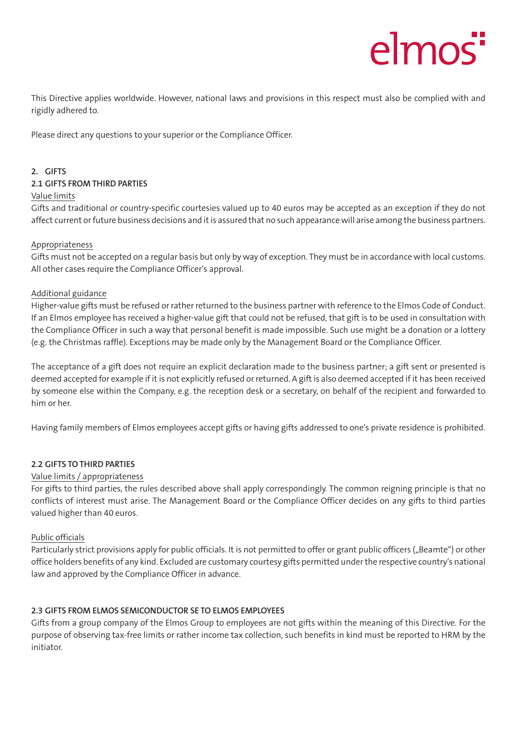This Directive applies worldwide. However, national laws and provisions in this respect must also be complied with and rigidly adhered to.

Please direct any questions to your superior or the Compliance Officer.

## 2. GIFTS

### 2.1 GIFTS FROM THIRD PARTIES

Value limits

Gifts and traditional or country-specific courtesies valued up to 40 euros may be accepted as an exception if they do not affect current or future business decisions and it is assured that no such appearance will arise among the business partners.

Appropriateness

Gifts must not be accepted on a regular basis but only by way of exception. They must be in accordance with local customs. All other cases require the Compliance Officer's approval.

Additional guidance

Higher-value gifts must be refused or rather returned to the business partner with reference to the Elmos Code of Conduct. If an Elmos employee has received a higher-value gift that could not be refused, that gift is to be used in consultation with the Compliance Officer in such a way that personal benefit is made impossible. Such use might be a donation or a lottery (e.g. the Christmas raffle). Exceptions may be made only by the Management Board or the Compliance Officer.

The acceptance of a gift does not require an explicit declaration made to the business partner; a gift sent or presented is deemed accepted for example if it is not explicitly refused or returned. A gift is also deemed accepted if it has been received by someone else within the Company, e.g. the reception desk or a secretary, on behalf of the recipient and forwarded to him or her.

Having family members of Elmos employees accept gifts or having gifts addressed to one's private residence is prohibited.

### 2.2 GIFTS TO THIRD PARTIES

Value limits / appropriateness

For gifts to third parties, the rules described above shall apply correspondingly. The common reigning principle is that no conflicts of interest must arise. The Management Board or the Compliance Officer decides on any gifts to third parties valued higher than 40 euros.

Public officials

Particularly strict provisions apply for public officials. It is not permitted to offer or grant public officers („Beamte") or other office holders benefits of any kind. Excluded are customary courtesy gifts permitted under the respective country's national law and approved by the Compliance Officer in advance.

### 2.3 GIFTS FROM ELMOS SEMICONDUCTOR SE TO ELMOS EMPLOYEES

Gifts from a group company of the Elmos Group to employees are not gifts within the meaning of this Directive. For the purpose of observing tax-free limits or rather income tax collection, such benefits in kind must be reported to HRM by the initiator.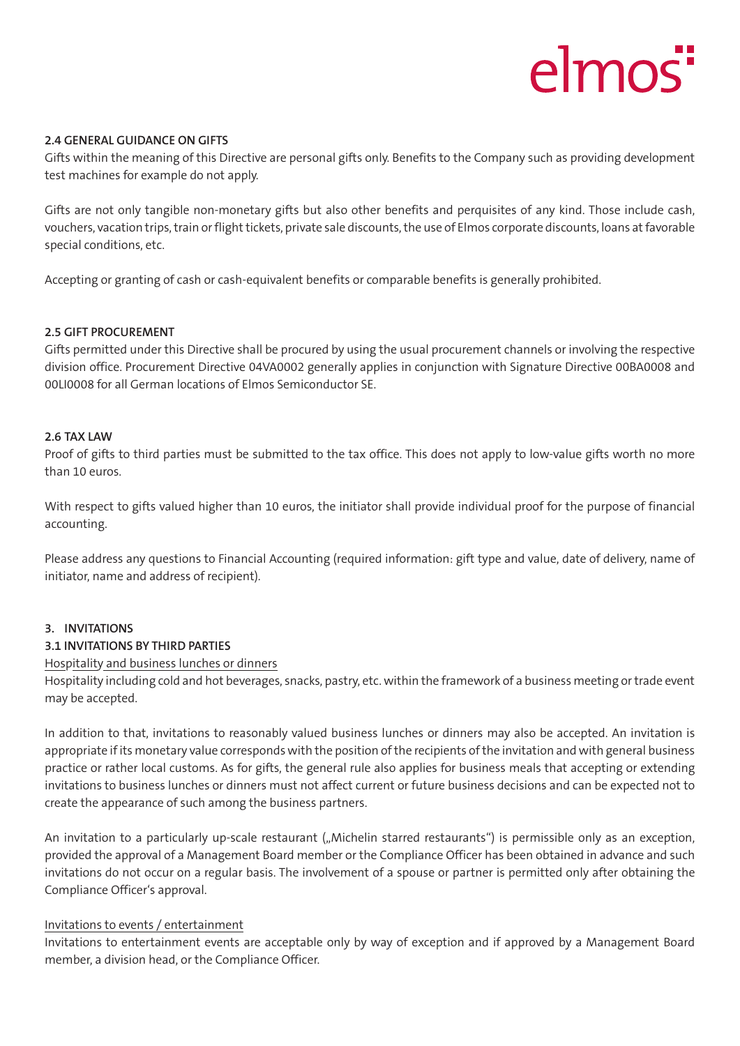### 2.4 GENERAL GUIDANCE ON GIFTS

Gifts within the meaning of this Directive are personal gifts only. Benefits to the Company such as providing development test machines for example do not apply.

Gifts are not only tangible non-monetary gifts but also other benefits and perquisites of any kind. Those include cash, vouchers, vacation trips, train or flight tickets, private sale discounts, the use of Elmos corporate discounts, loans at favorable special conditions, etc.

Accepting or granting of cash or cash-equivalent benefits or comparable benefits is generally prohibited.

### 2.5 GIFT PROCUREMENT

Gifts permitted under this Directive shall be procured by using the usual procurement channels or involving the respective division office. Procurement Directive 04VA0002 generally applies in conjunction with Signature Directive 00BA0008 and 00LI0008 for all German locations of Elmos Semiconductor SE.

### 2.6 TAX LAW

Proof of gifts to third parties must be submitted to the tax office. This does not apply to low-value gifts worth no more than 10 euros.

With respect to gifts valued higher than 10 euros, the initiator shall provide individual proof for the purpose of financial accounting.

Please address any questions to Financial Accounting (required information: gift type and value, date of delivery, name of initiator, name and address of recipient).

## 3. INVITATIONS

### 3.1 INVITATIONS BY THIRD PARTIES

Hospitality and business lunches or dinners

Hospitality including cold and hot beverages, snacks, pastry, etc. within the framework of a business meeting or trade event may be accepted.

In addition to that, invitations to reasonably valued business lunches or dinners may also be accepted. An invitation is appropriate if its monetary value corresponds with the position of the recipients of the invitation and with general business practice or rather local customs. As for gifts, the general rule also applies for business meals that accepting or extending invitations to business lunches or dinners must not affect current or future business decisions and can be expected not to create the appearance of such among the business partners.

An invitation to a particularly up-scale restaurant („Michelin starred restaurants") is permissible only as an exception, provided the approval of a Management Board member or the Compliance Officer has been obtained in advance and such invitations do not occur on a regular basis. The involvement of a spouse or partner is permitted only after obtaining the Compliance Officer's approval.

Invitations to events / entertainment

Invitations to entertainment events are acceptable only by way of exception and if approved by a Management Board member, a division head, or the Compliance Officer.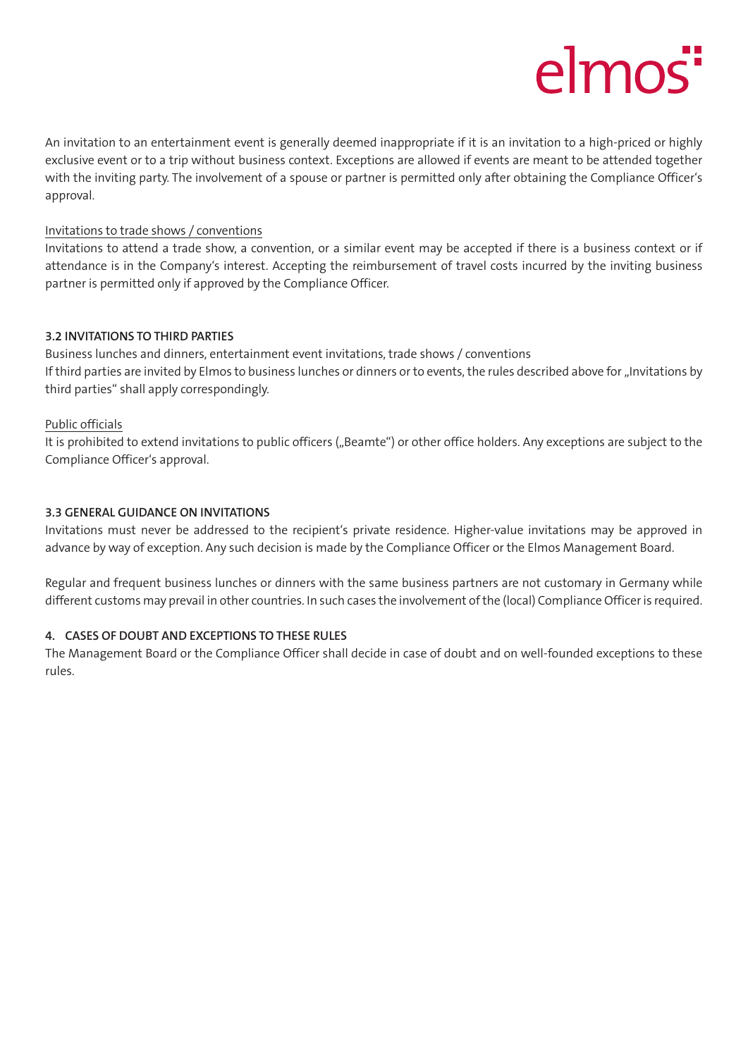An invitation to an entertainment event is generally deemed inappropriate if it is an invitation to a high-priced or highly exclusive event or to a trip without business context. Exceptions are allowed if events are meant to be attended together with the inviting party. The involvement of a spouse or partner is permitted only after obtaining the Compliance Officer's approval.

Invitations to trade shows / conventions

Invitations to attend a trade show, a convention, or a similar event may be accepted if there is a business context or if attendance is in the Company's interest. Accepting the reimbursement of travel costs incurred by the inviting business partner is permitted only if approved by the Compliance Officer.

### 3.2 INVITATIONS TO THIRD PARTIES

Business lunches and dinners, entertainment event invitations, trade shows / conventions

If third parties are invited by Elmos to business lunches or dinners or to events, the rules described above for „Invitations by third parties" shall apply correspondingly.

Public officials

It is prohibited to extend invitations to public officers („Beamte") or other office holders. Any exceptions are subject to the Compliance Officer's approval.

### 3.3 GENERAL GUIDANCE ON INVITATIONS

Invitations must never be addressed to the recipient's private residence. Higher-value invitations may be approved in advance by way of exception. Any such decision is made by the Compliance Officer or the Elmos Management Board.

Regular and frequent business lunches or dinners with the same business partners are not customary in Germany while different customs may prevail in other countries. In such cases the involvement of the (local) Compliance Officer is required.

## 4. CASES OF DOUBT AND EXCEPTIONS TO THESE RULES

The Management Board or the Compliance Officer shall decide in case of doubt and on well-founded exceptions to these rules.